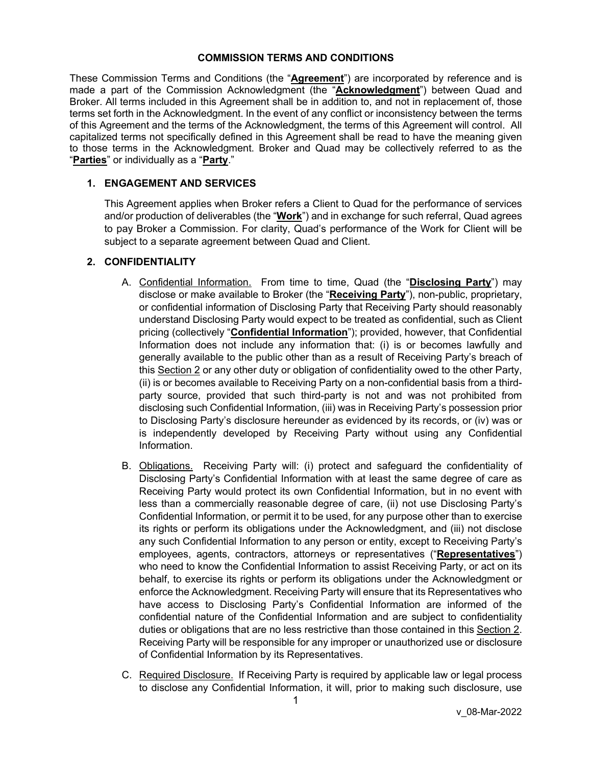# COMMISSION TERMS AND CONDITIONS

These Commission Terms and Conditions (the "**Agreement**") are incorporated by reference and is made a part of the Commission Acknowledgment (the "**Acknowledgment**") between Quad and Broker. All terms included in this Agreement shall be in addition to, and not in replacement of, those terms set forth in the Acknowledgment. In the event of any conflict or inconsistency between the terms of this Agreement and the terms of the Acknowledgment, the terms of this Agreement will control. All capitalized terms not specifically defined in this Agreement shall be read to have the meaning given to those terms in the Acknowledgment. Broker and Quad may be collectively referred to as the "**Parties**" or individually as a "**Party**."

## 1. ENGAGEMENT AND SERVICES

This Agreement applies when Broker refers a Client to Quad for the performance of services and/or production of deliverables (the "**Work**") and in exchange for such referral, Quad agrees to pay Broker a Commission. For clarity, Quad's performance of the Work for Client will be subject to a separate agreement between Quad and Client.

## 2. CONFIDENTIALITY

A. Confidential Information. From time to time, Quad (the "**Disclosing Party**") may disclose or make available to Broker (the "**Receiving Party**"), non-public, proprietary, or confidential information of Disclosing Party that Receiving Party should reasonably understand Disclosing Party would expect to be treated as confidential, such as Client pricing (collectively "**Confidential Information**"); provided, however, that Confidential Information does not include any information that: (i) is or becomes lawfully and generally available to the public other than as a result of Receiving Party's breach of this Section 2 or any other duty or obligation of confidentiality owed to the other Party, (ii) is or becomes available to Receiving Party on a non-confidential basis from a third-party source, provided that such third-party is not and was not prohibited from disclosing such Confidential Information, (iii) was in Receiving Party's possession prior to Disclosing Party's disclosure hereunder as evidenced by its records, or (iv) was or is independently developed by Receiving Party without using any Confidential Information.

B. Obligations. Receiving Party will: (i) protect and safeguard the confidentiality of Disclosing Party's Confidential Information with at least the same degree of care as Receiving Party would protect its own Confidential Information, but in no event with less than a commercially reasonable degree of care, (ii) not use Disclosing Party's Confidential Information, or permit it to be used, for any purpose other than to exercise its rights or perform its obligations under the Acknowledgment, and (iii) not disclose any such Confidential Information to any person or entity, except to Receiving Party's employees, agents, contractors, attorneys or representatives ("**Representatives**") who need to know the Confidential Information to assist Receiving Party, or act on its behalf, to exercise its rights or perform its obligations under the Acknowledgment or enforce the Acknowledgment. Receiving Party will ensure that its Representatives who have access to Disclosing Party's Confidential Information are informed of the confidential nature of the Confidential Information and are subject to confidentiality duties or obligations that are no less restrictive than those contained in this Section 2. Receiving Party will be responsible for any improper or unauthorized use or disclosure of Confidential Information by its Representatives.

C. Required Disclosure. If Receiving Party is required by applicable law or legal process to disclose any Confidential Information, it will, prior to making such disclosure, use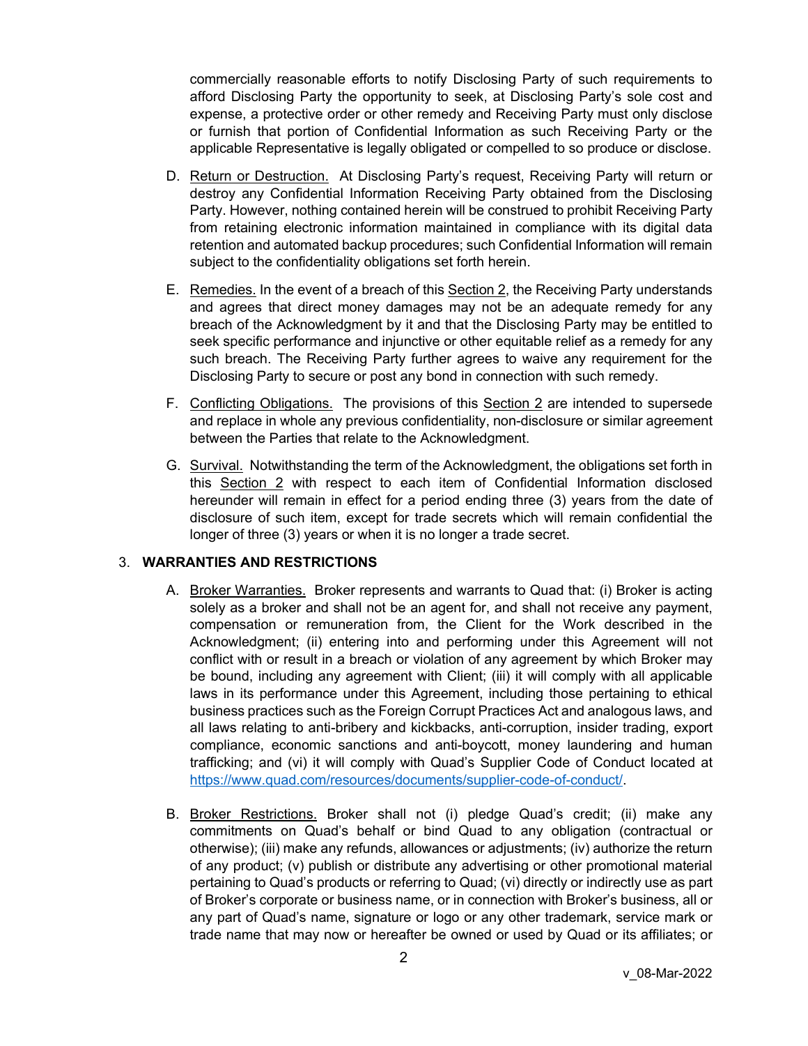commercially reasonable efforts to notify Disclosing Party of such requirements to afford Disclosing Party the opportunity to seek, at Disclosing Party's sole cost and expense, a protective order or other remedy and Receiving Party must only disclose or furnish that portion of Confidential Information as such Receiving Party or the applicable Representative is legally obligated or compelled to so produce or disclose.

D. Return or Destruction. At Disclosing Party's request, Receiving Party will return or destroy any Confidential Information Receiving Party obtained from the Disclosing Party. However, nothing contained herein will be construed to prohibit Receiving Party from retaining electronic information maintained in compliance with its digital data retention and automated backup procedures; such Confidential Information will remain subject to the confidentiality obligations set forth herein.

E. Remedies. In the event of a breach of this Section 2, the Receiving Party understands and agrees that direct money damages may not be an adequate remedy for any breach of the Acknowledgment by it and that the Disclosing Party may be entitled to seek specific performance and injunctive or other equitable relief as a remedy for any such breach. The Receiving Party further agrees to waive any requirement for the Disclosing Party to secure or post any bond in connection with such remedy.

F. Conflicting Obligations. The provisions of this Section 2 are intended to supersede and replace in whole any previous confidentiality, non-disclosure or similar agreement between the Parties that relate to the Acknowledgment.

G. Survival. Notwithstanding the term of the Acknowledgment, the obligations set forth in this Section 2 with respect to each item of Confidential Information disclosed hereunder will remain in effect for a period ending three (3) years from the date of disclosure of such item, except for trade secrets which will remain confidential the longer of three (3) years or when it is no longer a trade secret.

## 3. WARRANTIES AND RESTRICTIONS

A. Broker Warranties. Broker represents and warrants to Quad that: (i) Broker is acting solely as a broker and shall not be an agent for, and shall not receive any payment, compensation or remuneration from, the Client for the Work described in the Acknowledgment; (ii) entering into and performing under this Agreement will not conflict with or result in a breach or violation of any agreement by which Broker may be bound, including any agreement with Client; (iii) it will comply with all applicable laws in its performance under this Agreement, including those pertaining to ethical business practices such as the Foreign Corrupt Practices Act and analogous laws, and all laws relating to anti-bribery and kickbacks, anti-corruption, insider trading, export compliance, economic sanctions and anti-boycott, money laundering and human trafficking; and (vi) it will comply with Quad's Supplier Code of Conduct located at https://www.quad.com/resources/documents/supplier-code-of-conduct/.

B. Broker Restrictions. Broker shall not (i) pledge Quad's credit; (ii) make any commitments on Quad's behalf or bind Quad to any obligation (contractual or otherwise); (iii) make any refunds, allowances or adjustments; (iv) authorize the return of any product; (v) publish or distribute any advertising or other promotional material pertaining to Quad's products or referring to Quad; (vi) directly or indirectly use as part of Broker's corporate or business name, or in connection with Broker's business, all or any part of Quad's name, signature or logo or any other trademark, service mark or trade name that may now or hereafter be owned or used by Quad or its affiliates; or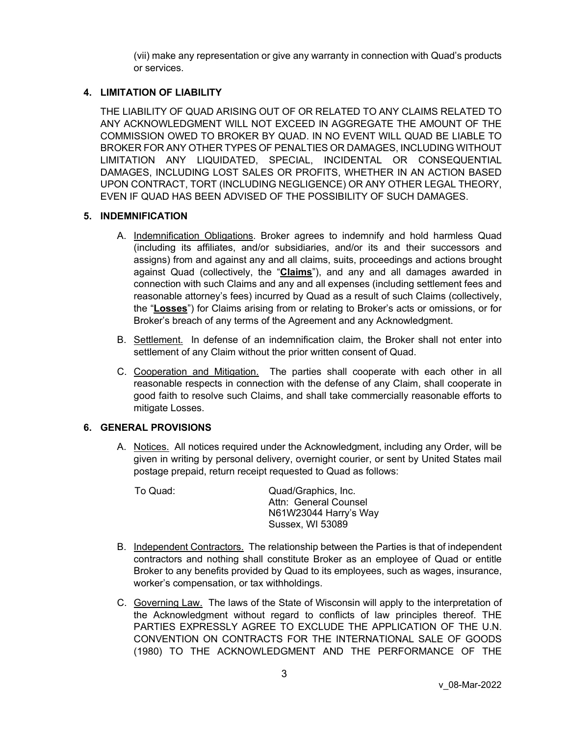(vii) make any representation or give any warranty in connection with Quad's products or services.

## 4. LIMITATION OF LIABILITY

THE LIABILITY OF QUAD ARISING OUT OF OR RELATED TO ANY CLAIMS RELATED TO ANY ACKNOWLEDGMENT WILL NOT EXCEED IN AGGREGATE THE AMOUNT OF THE COMMISSION OWED TO BROKER BY QUAD. IN NO EVENT WILL QUAD BE LIABLE TO BROKER FOR ANY OTHER TYPES OF PENALTIES OR DAMAGES, INCLUDING WITHOUT LIMITATION ANY LIQUIDATED, SPECIAL, INCIDENTAL OR CONSEQUENTIAL DAMAGES, INCLUDING LOST SALES OR PROFITS, WHETHER IN AN ACTION BASED UPON CONTRACT, TORT (INCLUDING NEGLIGENCE) OR ANY OTHER LEGAL THEORY, EVEN IF QUAD HAS BEEN ADVISED OF THE POSSIBILITY OF SUCH DAMAGES.

## 5. INDEMNIFICATION

A. Indemnification Obligations. Broker agrees to indemnify and hold harmless Quad (including its affiliates, and/or subsidiaries, and/or its and their successors and assigns) from and against any and all claims, suits, proceedings and actions brought against Quad (collectively, the "**Claims**"), and any and all damages awarded in connection with such Claims and any and all expenses (including settlement fees and reasonable attorney's fees) incurred by Quad as a result of such Claims (collectively, the "**Losses**") for Claims arising from or relating to Broker's acts or omissions, or for Broker's breach of any terms of the Agreement and any Acknowledgment.

B. Settlement. In defense of an indemnification claim, the Broker shall not enter into settlement of any Claim without the prior written consent of Quad.

C. Cooperation and Mitigation. The parties shall cooperate with each other in all reasonable respects in connection with the defense of any Claim, shall cooperate in good faith to resolve such Claims, and shall take commercially reasonable efforts to mitigate Losses.

## 6. GENERAL PROVISIONS

A. Notices. All notices required under the Acknowledgment, including any Order, will be given in writing by personal delivery, overnight courier, or sent by United States mail postage prepaid, return receipt requested to Quad as follows:

To Quad:
Quad/Graphics, Inc.
Attn: General Counsel
N61W23044 Harry's Way
Sussex, WI 53089

B. Independent Contractors. The relationship between the Parties is that of independent contractors and nothing shall constitute Broker as an employee of Quad or entitle Broker to any benefits provided by Quad to its employees, such as wages, insurance, worker's compensation, or tax withholdings.

C. Governing Law. The laws of the State of Wisconsin will apply to the interpretation of the Acknowledgment without regard to conflicts of law principles thereof. THE PARTIES EXPRESSLY AGREE TO EXCLUDE THE APPLICATION OF THE U.N. CONVENTION ON CONTRACTS FOR THE INTERNATIONAL SALE OF GOODS (1980) TO THE ACKNOWLEDGMENT AND THE PERFORMANCE OF THE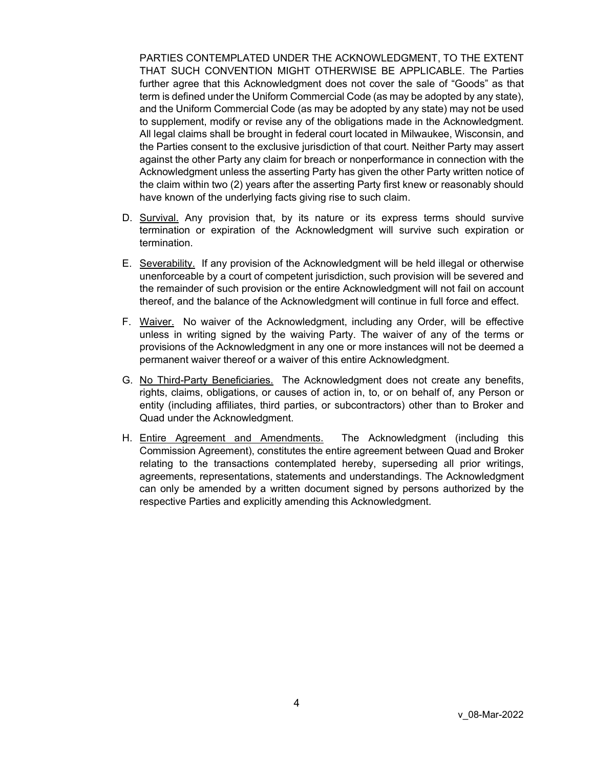PARTIES CONTEMPLATED UNDER THE ACKNOWLEDGMENT, TO THE EXTENT THAT SUCH CONVENTION MIGHT OTHERWISE BE APPLICABLE. The Parties further agree that this Acknowledgment does not cover the sale of "Goods" as that term is defined under the Uniform Commercial Code (as may be adopted by any state), and the Uniform Commercial Code (as may be adopted by any state) may not be used to supplement, modify or revise any of the obligations made in the Acknowledgment. All legal claims shall be brought in federal court located in Milwaukee, Wisconsin, and the Parties consent to the exclusive jurisdiction of that court. Neither Party may assert against the other Party any claim for breach or nonperformance in connection with the Acknowledgment unless the asserting Party has given the other Party written notice of the claim within two (2) years after the asserting Party first knew or reasonably should have known of the underlying facts giving rise to such claim.

D. Survival. Any provision that, by its nature or its express terms should survive termination or expiration of the Acknowledgment will survive such expiration or termination.

E. Severability. If any provision of the Acknowledgment will be held illegal or otherwise unenforceable by a court of competent jurisdiction, such provision will be severed and the remainder of such provision or the entire Acknowledgment will not fail on account thereof, and the balance of the Acknowledgment will continue in full force and effect.

F. Waiver. No waiver of the Acknowledgment, including any Order, will be effective unless in writing signed by the waiving Party. The waiver of any of the terms or provisions of the Acknowledgment in any one or more instances will not be deemed a permanent waiver thereof or a waiver of this entire Acknowledgment.

G. No Third-Party Beneficiaries. The Acknowledgment does not create any benefits, rights, claims, obligations, or causes of action in, to, or on behalf of, any Person or entity (including affiliates, third parties, or subcontractors) other than to Broker and Quad under the Acknowledgment.

H. Entire Agreement and Amendments. The Acknowledgment (including this Commission Agreement), constitutes the entire agreement between Quad and Broker relating to the transactions contemplated hereby, superseding all prior writings, agreements, representations, statements and understandings. The Acknowledgment can only be amended by a written document signed by persons authorized by the respective Parties and explicitly amending this Acknowledgment.

v_08-Mar-2022